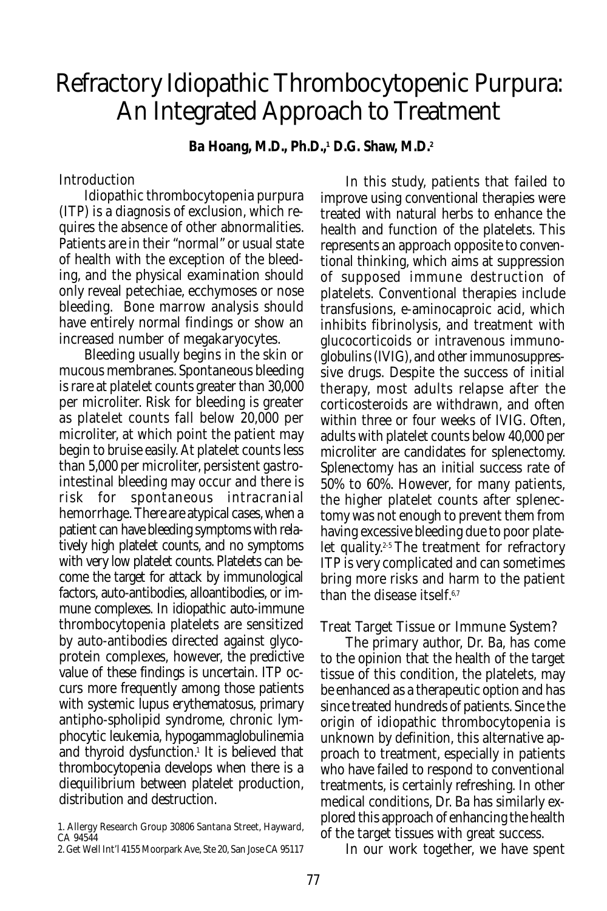# Refractory Idiopathic Thrombocytopenic Purpura: An Integrated Approach to Treatment

**Ba Hoang, M.D., Ph.D.,[1] D.G. Shaw, M.D.[2]**

## Introduction

Idiopathic thrombocytopenia purpura (ITP) is a diagnosis of exclusion, which requires the absence of other abnormalities. Patients are in their "normal" or usual state of health with the exception of the bleeding, and the physical examination should only reveal petechiae, ecchymoses or nose bleeding. Bone marrow analysis should have entirely normal findings or show an increased number of megakaryocytes.

Bleeding usually begins in the skin or mucous membranes. Spontaneous bleeding is rare at platelet counts greater than 30,000 per microliter. Risk for bleeding is greater as platelet counts fall below 20,000 per microliter, at which point the patient may begin to bruise easily. At platelet counts less than 5,000 per microliter, persistent gastrointestinal bleeding may occur and there is risk for spontaneous intracranial hemorrhage. There are atypical cases, when a patient can have bleeding symptoms with relatively high platelet counts, and no symptoms with very low platelet counts. Platelets can become the target for attack by immunological factors, auto-antibodies, alloantibodies, or immune complexes. In idiopathic auto-immune thrombocytopenia platelets are sensitized by auto-antibodies directed against glycoprotein complexes, however, the predictive value of these findings is uncertain. ITP occurs more frequently among those patients with systemic lupus erythematosus, primary antipho-spholipid syndrome, chronic lymphocytic leukemia, hypogammaglobulinemia and thyroid dysfunction.[1] It is believed that thrombocytopenia develops when there is a diequilibrium between platelet production, distribution and destruction.

In this study, patients that failed to improve using conventional therapies were treated with natural herbs to enhance the health and function of the platelets. This represents an approach opposite to conventional thinking, which aims at suppression of supposed immune destruction of platelets. Conventional therapies include transfusions, e-aminocaproic acid, which inhibits fibrinolysis, and treatment with glucocorticoids or intravenous immunoglobulins (IVIG), and other immunosuppressive drugs. Despite the success of initial therapy, most adults relapse after the corticosteroids are withdrawn, and often within three or four weeks of IVIG. Often, adults with platelet counts below 40,000 per microliter are candidates for splenectomy. Splenectomy has an initial success rate of 50% to 60%. However, for many patients, the higher platelet counts after splenectomy was not enough to prevent them from having excessive bleeding due to poor platelet quality.[2-5] The treatment for refractory ITP is very complicated and can sometimes bring more risks and harm to the patient than the disease itself.[6,7]

## Treat Target Tissue or Immune System?

The primary author, Dr. Ba, has come to the opinion that the health of the target tissue of this condition, the platelets, may be enhanced as a therapeutic option and has since treated hundreds of patients. Since the origin of idiopathic thrombocytopenia is unknown by definition, this alternative approach to treatment, especially in patients who have failed to respond to conventional treatments, is certainly refreshing. In other medical conditions, Dr. Ba has similarly explored this approach of enhancing the health of the target tissues with great success.

In our work together, we have spent

1. Allergy Research Group 30806 Santana Street, Hayward, CA 94544

2. Get Well Int'l 4155 Moorpark Ave, Ste 20, San Jose CA 95117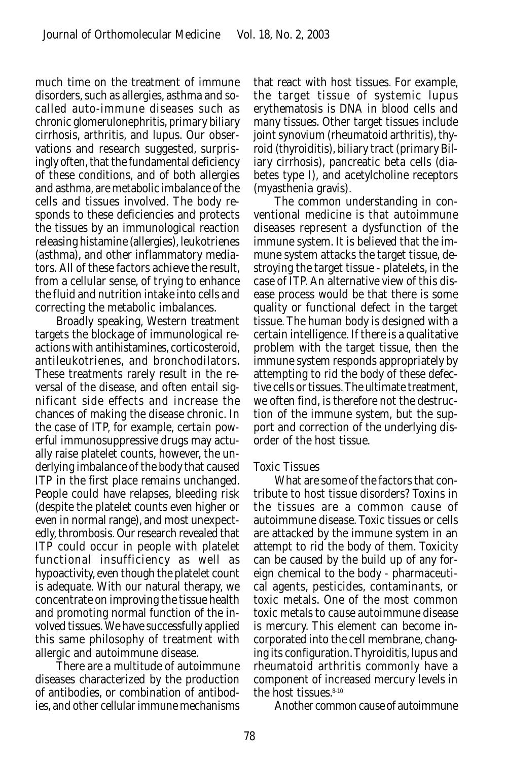much time on the treatment of immune disorders, such as allergies, asthma and so-called auto-immune diseases such as chronic glomerulonephritis, primary biliary cirrhosis, arthritis, and lupus. Our observations and research suggested, surprisingly often, that the fundamental deficiency of these conditions, and of both allergies and asthma, are metabolic imbalance of the cells and tissues involved. The body responds to these deficiencies and protects the tissues by an immunological reaction releasing histamine (allergies), leukotrienes (asthma), and other inflammatory mediators. All of these factors achieve the result, from a cellular sense, of trying to enhance the fluid and nutrition intake into cells and correcting the metabolic imbalances.

Broadly speaking, Western treatment targets the blockage of immunological reactions with antihistamines, corticosteroid, antileukotrienes, and bronchodilators. These treatments rarely result in the reversal of the disease, and often entail significant side effects and increase the chances of making the disease chronic. In the case of ITP, for example, certain powerful immunosuppressive drugs may actually raise platelet counts, however, the underlying imbalance of the body that caused ITP in the first place remains unchanged. People could have relapses, bleeding risk (despite the platelet counts even higher or even in normal range), and most unexpectedly, thrombosis. Our research revealed that ITP could occur in people with platelet functional insufficiency as well as hypoactivity, even though the platelet count is adequate. With our natural therapy, we concentrate on improving the tissue health and promoting normal function of the involved tissues. We have successfully applied this same philosophy of treatment with allergic and autoimmune disease.

There are a multitude of autoimmune diseases characterized by the production of antibodies, or combination of antibodies, and other cellular immune mechanisms that react with host tissues. For example, the target tissue of systemic lupus erythematosis is DNA in blood cells and many tissues. Other target tissues include joint synovium (rheumatoid arthritis), thyroid (thyroiditis), biliary tract (primary Biliary cirrhosis), pancreatic beta cells (diabetes type I), and acetylcholine receptors (myasthenia gravis).

The common understanding in conventional medicine is that autoimmune diseases represent a dysfunction of the immune system. It is believed that the immune system attacks the target tissue, destroying the target tissue - platelets, in the case of ITP. An alternative view of this disease process would be that there is some quality or functional defect in the target tissue. The human body is designed with a certain intelligence. If there is a qualitative problem with the target tissue, then the immune system responds appropriately by attempting to rid the body of these defective cells or tissues. The ultimate treatment, we often find, is therefore not the destruction of the immune system, but the support and correction of the underlying disorder of the host tissue.

### Toxic Tissues

What are some of the factors that contribute to host tissue disorders? Toxins in the tissues are a common cause of autoimmune disease. Toxic tissues or cells are attacked by the immune system in an attempt to rid the body of them. Toxicity can be caused by the build up of any foreign chemical to the body - pharmaceutical agents, pesticides, contaminants, or toxic metals. One of the most common toxic metals to cause autoimmune disease is mercury. This element can become incorporated into the cell membrane, changing its configuration. Thyroiditis, lupus and rheumatoid arthritis commonly have a component of increased mercury levels in the host tissues.[8-10]

Another common cause of autoimmune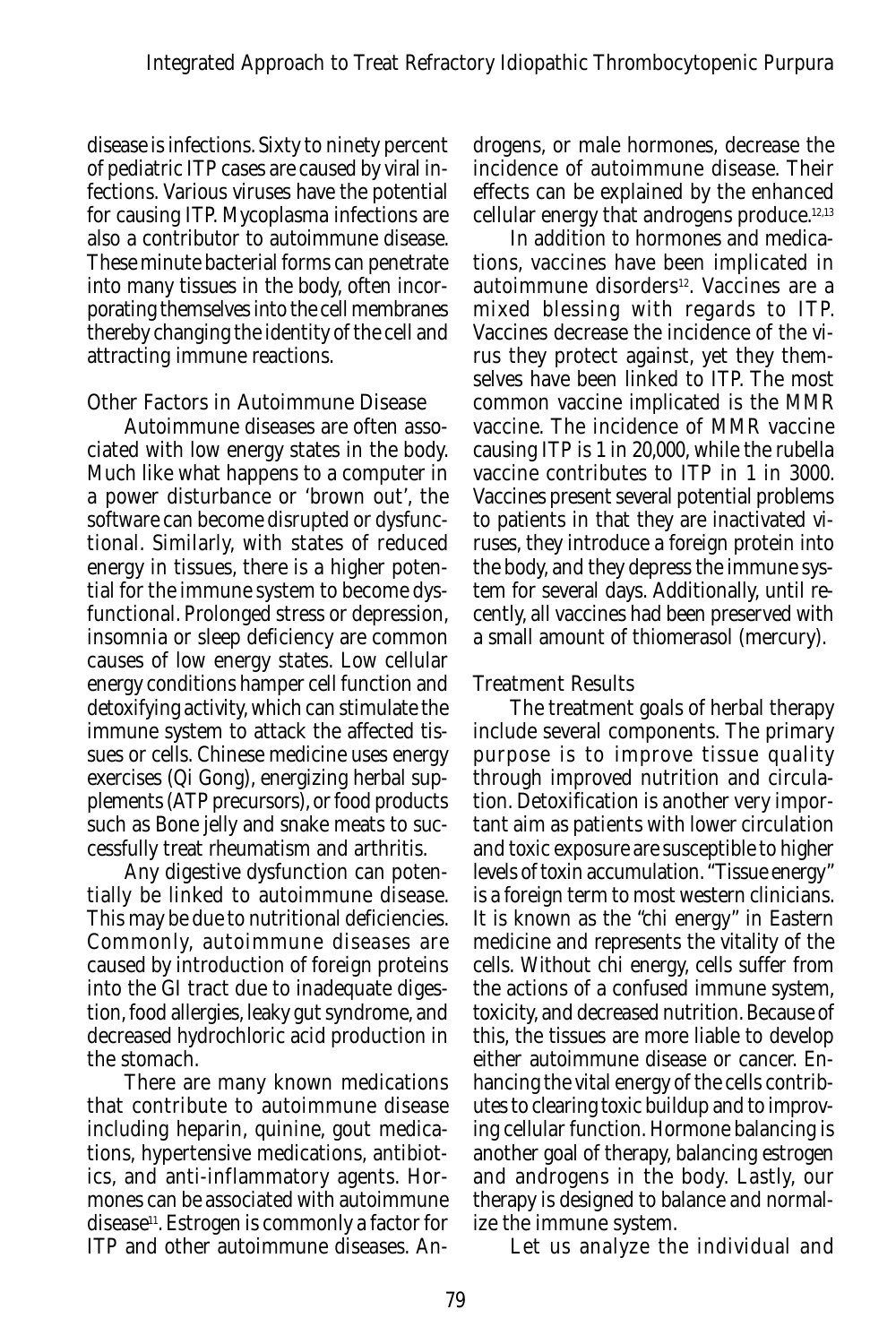disease is infections. Sixty to ninety percent of pediatric ITP cases are caused by viral infections. Various viruses have the potential for causing ITP. Mycoplasma infections are also a contributor to autoimmune disease. These minute bacterial forms can penetrate into many tissues in the body, often incorporating themselves into the cell membranes thereby changing the identity of the cell and attracting immune reactions.

### Other Factors in Autoimmune Disease

Autoimmune diseases are often associated with low energy states in the body. Much like what happens to a computer in a power disturbance or 'brown out', the software can become disrupted or dysfunctional. Similarly, with states of reduced energy in tissues, there is a higher potential for the immune system to become dysfunctional. Prolonged stress or depression, insomnia or sleep deficiency are common causes of low energy states. Low cellular energy conditions hamper cell function and detoxifying activity, which can stimulate the immune system to attack the affected tissues or cells. Chinese medicine uses energy exercises (Qi Gong), energizing herbal supplements (ATP precursors), or food products such as Bone jelly and snake meats to successfully treat rheumatism and arthritis.

Any digestive dysfunction can potentially be linked to autoimmune disease. This may be due to nutritional deficiencies. Commonly, autoimmune diseases are caused by introduction of foreign proteins into the GI tract due to inadequate digestion, food allergies, leaky gut syndrome, and decreased hydrochloric acid production in the stomach.

There are many known medications that contribute to autoimmune disease including heparin, quinine, gout medications, hypertensive medications, antibiotics, and anti-inflammatory agents. Hormones can be associated with autoimmune disease[11]. Estrogen is commonly a factor for ITP and other autoimmune diseases. Androgens, or male hormones, decrease the incidence of autoimmune disease. Their effects can be explained by the enhanced cellular energy that androgens produce.[12,13]

In addition to hormones and medications, vaccines have been implicated in autoimmune disorders[12]. Vaccines are a mixed blessing with regards to ITP. Vaccines decrease the incidence of the virus they protect against, yet they themselves have been linked to ITP. The most common vaccine implicated is the MMR vaccine. The incidence of MMR vaccine causing ITP is 1 in 20,000, while the rubella vaccine contributes to ITP in 1 in 3000. Vaccines present several potential problems to patients in that they are inactivated viruses, they introduce a foreign protein into the body, and they depress the immune system for several days. Additionally, until recently, all vaccines had been preserved with a small amount of thiomerasol (mercury).

### Treatment Results

The treatment goals of herbal therapy include several components. The primary purpose is to improve tissue quality through improved nutrition and circulation. Detoxification is another very important aim as patients with lower circulation and toxic exposure are susceptible to higher levels of toxin accumulation. "Tissue energy" is a foreign term to most western clinicians. It is known as the "chi energy" in Eastern medicine and represents the vitality of the cells. Without chi energy, cells suffer from the actions of a confused immune system, toxicity, and decreased nutrition. Because of this, the tissues are more liable to develop either autoimmune disease or cancer. Enhancing the vital energy of the cells contributes to clearing toxic buildup and to improving cellular function. Hormone balancing is another goal of therapy, balancing estrogen and androgens in the body. Lastly, our therapy is designed to balance and normalize the immune system.

Let us analyze the individual and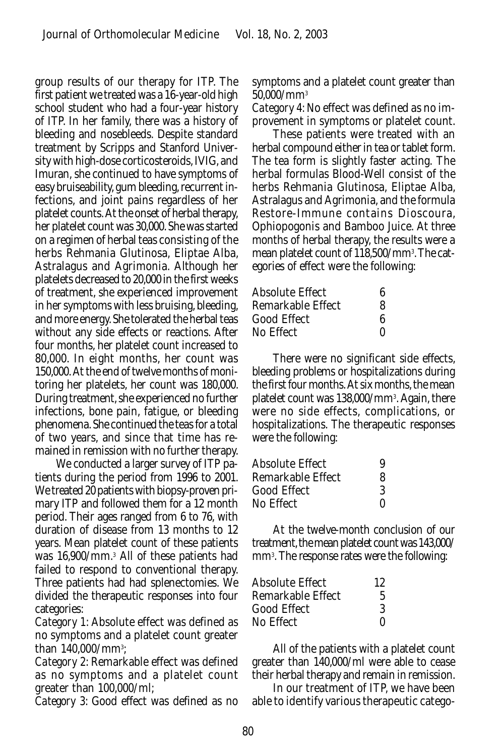group results of our therapy for ITP. The first patient we treated was a 16-year-old high school student who had a four-year history of ITP. In her family, there was a history of bleeding and nosebleeds. Despite standard treatment by Scripps and Stanford University with high-dose corticosteroids, IVIG, and Imuran, she continued to have symptoms of easy bruiseability, gum bleeding, recurrent infections, and joint pains regardless of her platelet counts. At the onset of herbal therapy, her platelet count was 30,000. She was started on a regimen of herbal teas consisting of the herbs Rehmania Glutinosa, Eliptae Alba, Astralagus and Agrimonia. Although her platelets decreased to 20,000 in the first weeks of treatment, she experienced improvement in her symptoms with less bruising, bleeding, and more energy. She tolerated the herbal teas without any side effects or reactions. After four months, her platelet count increased to 80,000. In eight months, her count was 150,000. At the end of twelve months of monitoring her platelets, her count was 180,000. During treatment, she experienced no further infections, bone pain, fatigue, or bleeding phenomena. She continued the teas for a total of two years, and since that time has remained in remission with no further therapy.

We conducted a larger survey of ITP patients during the period from 1996 to 2001. We treated 20 patients with biopsy-proven primary ITP and followed them for a 12 month period. Their ages ranged from 6 to 76, with duration of disease from 13 months to 12 years. Mean platelet count of these patients was 16,900/mm.$^3$ All of these patients had failed to respond to conventional therapy. Three patients had had splenectomies. We divided the therapeutic responses into four categories:

*Category 1*: Absolute effect was defined as no symptoms and a platelet count greater than 140,000/mm$^3$;

*Category 2*: Remarkable effect was defined as no symptoms and a platelet count greater than 100,000/ml;

*Category 3*: Good effect was defined as no symptoms and a platelet count greater than 50,000/mm$^3$

*Category 4*: No effect was defined as no improvement in symptoms or platelet count.

These patients were treated with an herbal compound either in tea or tablet form. The tea form is slightly faster acting. The herbal formulas Blood-Well consist of the herbs Rehmania Glutinosa, Eliptae Alba, Astralagus and Agrimonia, and the formula Restore-Immune contains Dioscoura, Ophiopogonis and Bamboo Juice. At three months of herbal therapy, the results were a mean platelet count of 118,500/mm$^3$. The categories of effect were the following:

| | |
|---|---|
| Absolute Effect | 6 |
| Remarkable Effect | 8 |
| Good Effect | 6 |
| No Effect | 0 |

There were no significant side effects, bleeding problems or hospitalizations during the first four months. At six months, the mean platelet count was 138,000/mm$^3$. Again, there were no side effects, complications, or hospitalizations. The therapeutic responses were the following:

| | |
|---|---|
| Absolute Effect | 9 |
| Remarkable Effect | 8 |
| Good Effect | 3 |
| No Effect | 0 |

At the twelve-month conclusion of our treatment, the mean platelet count was 143,000/mm$^3$. The response rates were the following:

| | |
|---|---|
| Absolute Effect | 12 |
| Remarkable Effect | 5 |
| Good Effect | 3 |
| No Effect | 0 |

All of the patients with a platelet count greater than 140,000/ml were able to cease their herbal therapy and remain in remission.

In our treatment of ITP, we have been able to identify various therapeutic catego-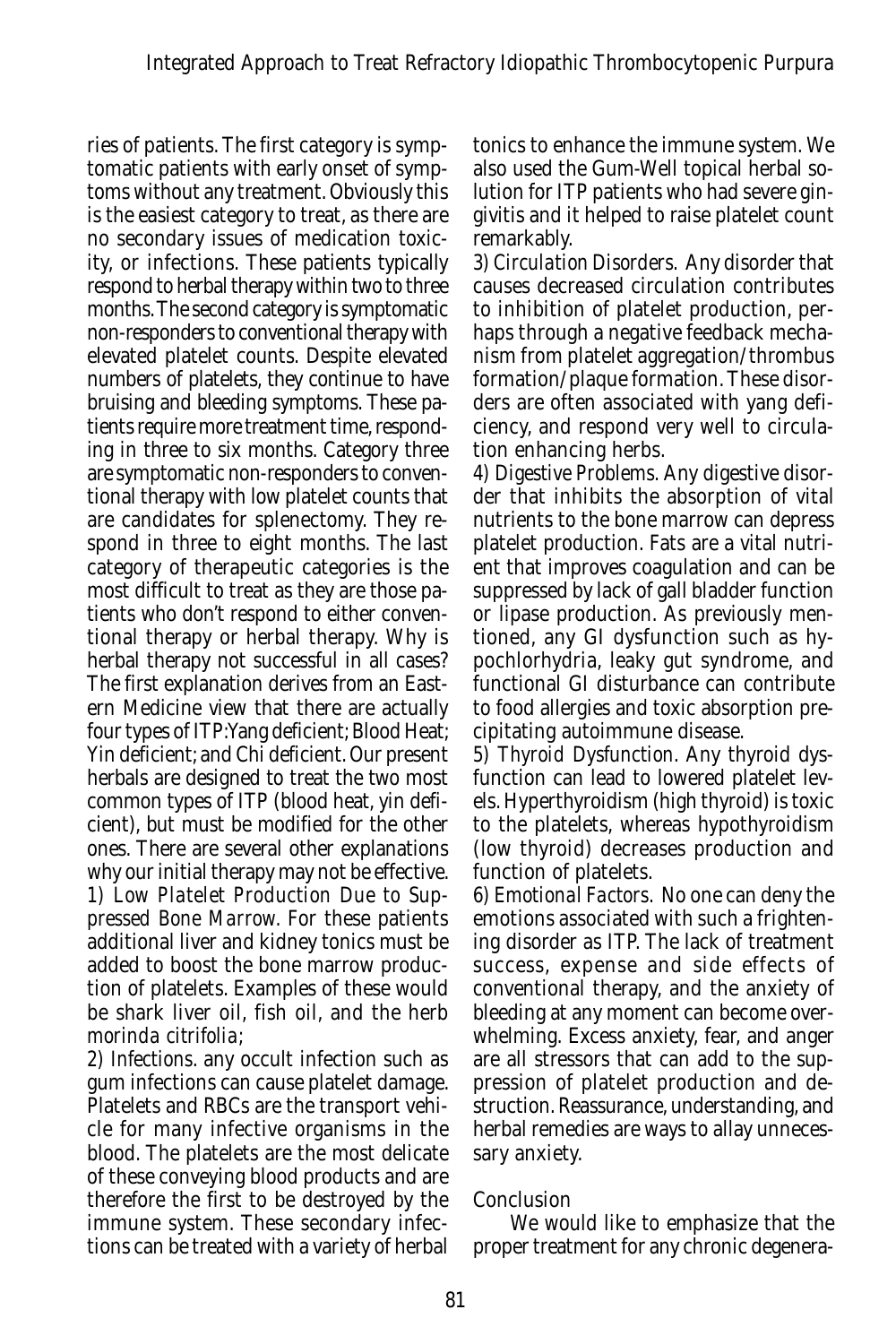ries of patients. The first category is symptomatic patients with early onset of symptoms without any treatment. Obviously this is the easiest category to treat, as there are no secondary issues of medication toxicity, or infections. These patients typically respond to herbal therapy within two to three months. The second category is symptomatic non-responders to conventional therapy with elevated platelet counts. Despite elevated numbers of platelets, they continue to have bruising and bleeding symptoms. These patients require more treatment time, responding in three to six months. Category three are symptomatic non-responders to conventional therapy with low platelet counts that are candidates for splenectomy. They respond in three to eight months. The last category of therapeutic categories is the most difficult to treat as they are those patients who don't respond to either conventional therapy or herbal therapy. Why is herbal therapy not successful in all cases? The first explanation derives from an Eastern Medicine view that there are actually four types of ITP: Yang deficient; Blood Heat; Yin deficient; and Chi deficient. Our present herbals are designed to treat the two most common types of ITP (blood heat, yin deficient), but must be modified for the other ones. There are several other explanations why our initial therapy may not be effective.

1) *Low Platelet Production Due to Suppressed Bone Marrow.* For these patients additional liver and kidney tonics must be added to boost the bone marrow production of platelets. Examples of these would be shark liver oil, fish oil, and the herb *morinda citrifolia*;

2) *Infections.* any occult infection such as gum infections can cause platelet damage. Platelets and RBCs are the transport vehicle for many infective organisms in the blood. The platelets are the most delicate of these conveying blood products and are therefore the first to be destroyed by the immune system. These secondary infections can be treated with a variety of herbal tonics to enhance the immune system. We also used the Gum-Well topical herbal solution for ITP patients who had severe gingivitis and it helped to raise platelet count remarkably.

3) *Circulation Disorders.* Any disorder that causes decreased circulation contributes to inhibition of platelet production, perhaps through a negative feedback mechanism from platelet aggregation/thrombus formation/plaque formation. These disorders are often associated with yang deficiency, and respond very well to circulation enhancing herbs.

4) *Digestive Problems.* Any digestive disorder that inhibits the absorption of vital nutrients to the bone marrow can depress platelet production. Fats are a vital nutrient that improves coagulation and can be suppressed by lack of gall bladder function or lipase production. As previously mentioned, any GI dysfunction such as hypochlorhydria, leaky gut syndrome, and functional GI disturbance can contribute to food allergies and toxic absorption precipitating autoimmune disease.

5) *Thyroid Dysfunction.* Any thyroid dysfunction can lead to lowered platelet levels. Hyperthyroidism (high thyroid) is toxic to the platelets, whereas hypothyroidism (low thyroid) decreases production and function of platelets.

6) *Emotional Factors.* No one can deny the emotions associated with such a frightening disorder as ITP. The lack of treatment success, expense and side effects of conventional therapy, and the anxiety of bleeding at any moment can become overwhelming. Excess anxiety, fear, and anger are all stressors that can add to the suppression of platelet production and destruction. Reassurance, understanding, and herbal remedies are ways to allay unnecessary anxiety.

## Conclusion

We would like to emphasize that the proper treatment for any chronic degenera-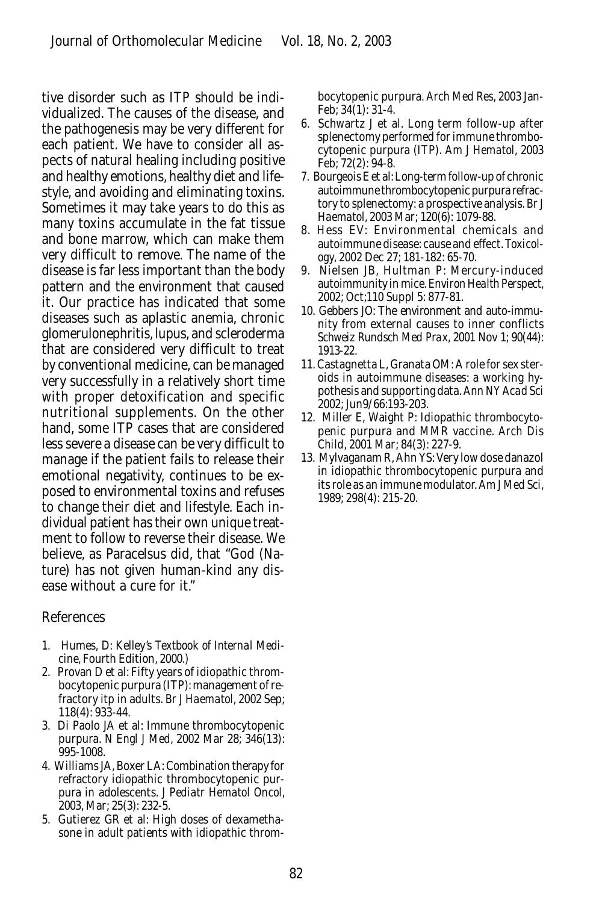tive disorder such as ITP should be individualized. The causes of the disease, and the pathogenesis may be very different for each patient. We have to consider all aspects of natural healing including positive and healthy emotions, healthy diet and lifestyle, and avoiding and eliminating toxins. Sometimes it may take years to do this as many toxins accumulate in the fat tissue and bone marrow, which can make them very difficult to remove. The name of the disease is far less important than the body pattern and the environment that caused it. Our practice has indicated that some diseases such as aplastic anemia, chronic glomerulonephritis, lupus, and scleroderma that are considered very difficult to treat by conventional medicine, can be managed very successfully in a relatively short time with proper detoxification and specific nutritional supplements. On the other hand, some ITP cases that are considered less severe a disease can be very difficult to manage if the patient fails to release their emotional negativity, continues to be exposed to environmental toxins and refuses to change their diet and lifestyle. Each individual patient has their own unique treatment to follow to reverse their disease. We believe, as Paracelsus did, that "God (Nature) has not given human-kind any disease without a cure for it."

## References

1. Humes, D: *Kelley's Textbook of Internal Medicine*, Fourth Edition, 2000.)
2. Provan D et al: Fifty years of idiopathic thrombocytopenic purpura (ITP): management of refractory itp in adults. *Br J Haematol*, 2002 Sep; 118(4): 933-44.
3. Di Paolo JA et al: Immune thrombocytopenic purpura. *N Engl J Med*, 2002 Mar 28; 346(13): 995-1008.
4. Williams JA, Boxer LA: Combination therapy for refractory idiopathic thrombocytopenic purpura in adolescents. *J Pediatr Hematol Oncol*, 2003, Mar; 25(3): 232-5.
5. Gutierez GR et al: High doses of dexamethasone in adult patients with idiopathic thrombocytopenic purpura. *Arch Med Res*, 2003 Jan-Feb; 34(1): 31-4.
6. Schwartz J et al. Long term follow-up after splenectomy performed for immune thrombocytopenic purpura (ITP). *Am J Hematol*, 2003 Feb; 72(2): 94-8.
7. Bourgeois E et al: Long-term follow-up of chronic autoimmune thrombocytopenic purpura refractory to splenectomy: a prospective analysis. *Br J Haematol*, 2003 Mar; 120(6): 1079-88.
8. Hess EV: Environmental chemicals and autoimmune disease: cause and effect. *Toxicology*, 2002 Dec 27; 181-182: 65-70.
9. Nielsen JB, Hultman P: Mercury-induced autoimmunity in mice. *Environ Health Perspect*, 2002; Oct;110 Suppl 5: 877-81.
10. Gebbers JO: The environment and auto-immunity from external causes to inner conflicts *Schweiz Rundsch Med Prax*, 2001 Nov 1; 90(44): 1913-22.
11. Castagnetta L, Granata OM: A role for sex steroids in autoimmune diseases: a working hypothesis and supporting data. *Ann NY Acad Sci* 2002; Jun9/66:193-203.
12. Miller E, Waight P: Idiopathic thrombocytopenic purpura and MMR vaccine. *Arch Dis Child*, 2001 Mar; 84(3): 227-9.
13. Mylvaganam R, Ahn YS: Very low dose danazol in idiopathic thrombocytopenic purpura and its role as an immune modulator. *Am J Med Sci*, 1989; 298(4): 215-20.